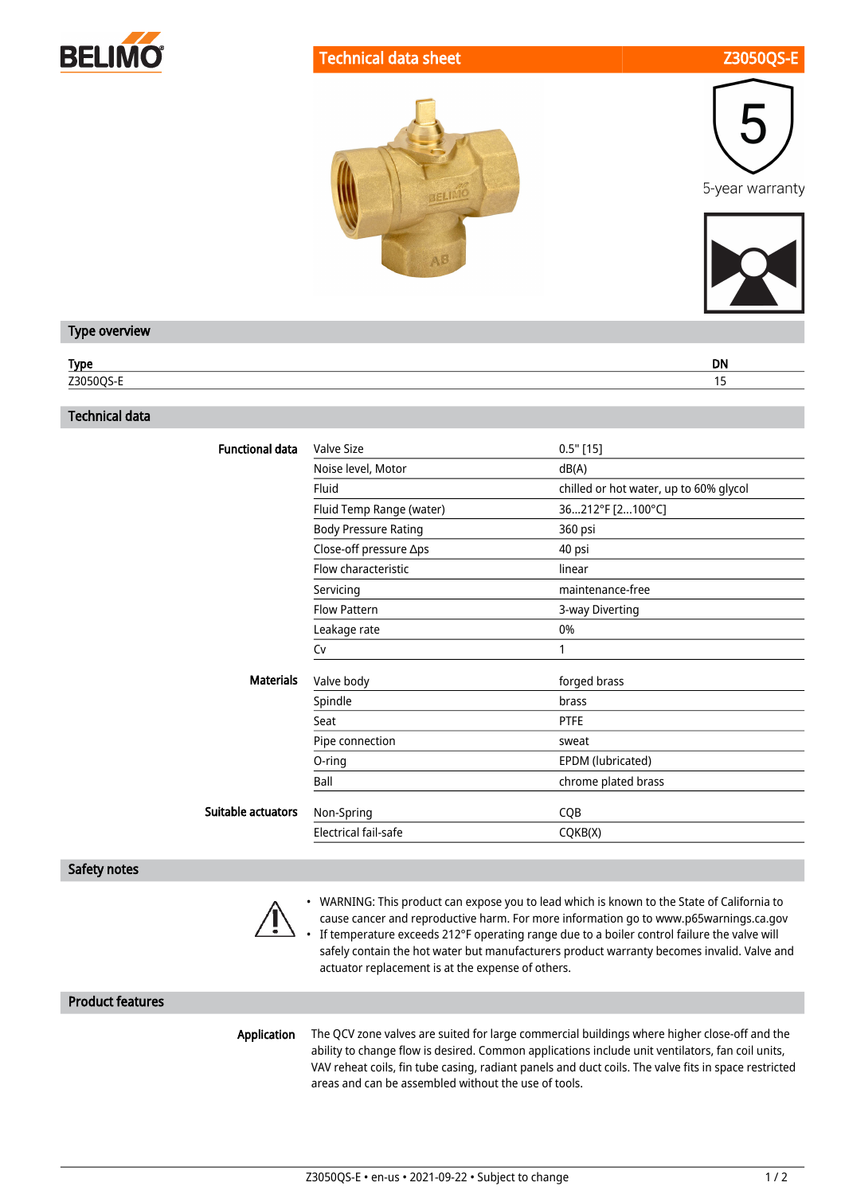BELIMO

# Technical data sheet Z3050QS-E

5-year warranty

## Type overview

| Type | DN |
| --- | --- |
| Z3050QS-E | 15 |

## Technical data

| | | |
| --- | --- | --- |
| **Functional data** | Valve Size | 0.5" [15] |
| | Noise level, Motor | dB(A) |
| | Fluid | chilled or hot water, up to 60% glycol |
| | Fluid Temp Range (water) | 36...212°F [2...100°C] |
| | Body Pressure Rating | 360 psi |
| | Close-off pressure Δps | 40 psi |
| | Flow characteristic | linear |
| | Servicing | maintenance-free |
| | Flow Pattern | 3-way Diverting |
| | Leakage rate | 0% |
| | Cv | 1 |
| **Materials** | Valve body | forged brass |
| | Spindle | brass |
| | Seat | PTFE |
| | Pipe connection | sweat |
| | O-ring | EPDM (lubricated) |
| | Ball | chrome plated brass |
| **Suitable actuators** | Non-Spring | CQB |
| | Electrical fail-safe | CQKB(X) |

## Safety notes

- WARNING: This product can expose you to lead which is known to the State of California to cause cancer and reproductive harm. For more information go to www.p65warnings.ca.gov
- If temperature exceeds 212°F operating range due to a boiler control failure the valve will safely contain the hot water but manufacturers product warranty becomes invalid. Valve and actuator replacement is at the expense of others.

## Product features

**Application**

The QCV zone valves are suited for large commercial buildings where higher close-off and the ability to change flow is desired. Common applications include unit ventilators, fan coil units, VAV reheat coils, fin tube casing, radiant panels and duct coils. The valve fits in space restricted areas and can be assembled without the use of tools.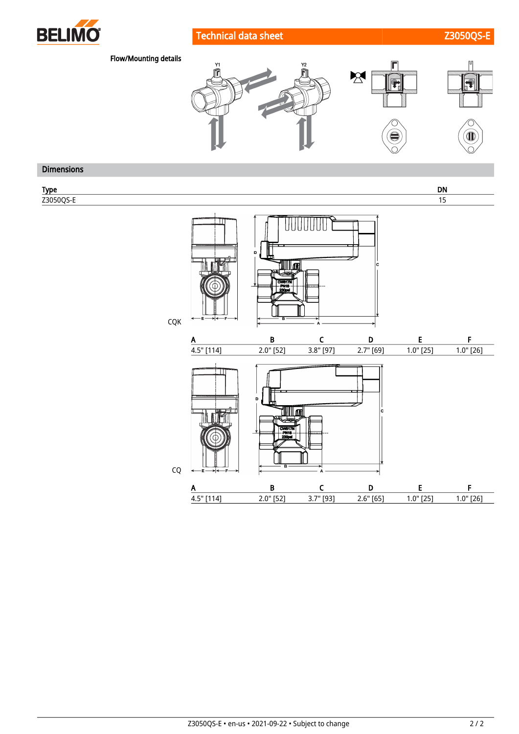Flow/Mounting details

## Dimensions

| Type | DN |
|---|---|
| Z3050QS-E | 15 |

CQK

| A | B | C | D | E | F |
|---|---|---|---|---|---|
| 4.5" [114] | 2.0" [52] | 3.8" [97] | 2.7" [69] | 1.0" [25] | 1.0" [26] |

CQ

| A | B | C | D | E | F |
|---|---|---|---|---|---|
| 4.5" [114] | 2.0" [52] | 3.7" [93] | 2.6" [65] | 1.0" [25] | 1.0" [26] |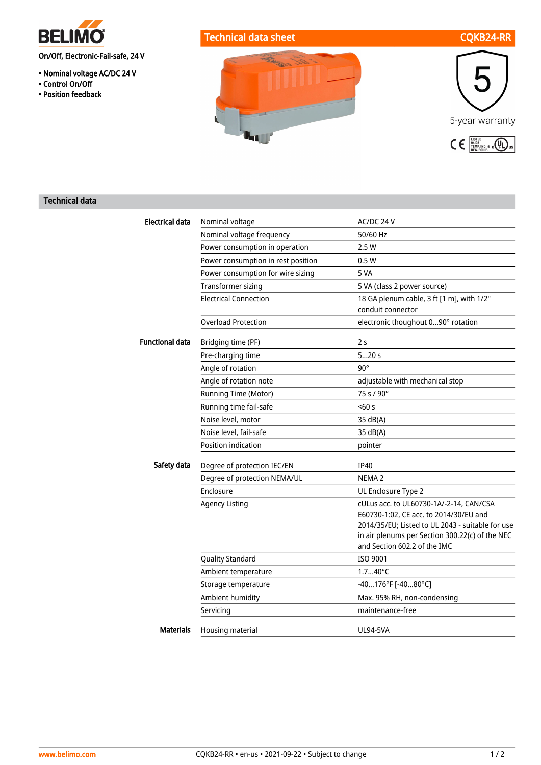**BELIMO**

On/Off, Electronic-Fail-safe, 24 V

• Nominal voltage AC/DC 24 V
• Control On/Off
• Position feedback

# Technical data sheet CQKB24-RR

5-year warranty

## Technical data

| | | |
|---|---|---|
| **Electrical data** | Nominal voltage | AC/DC 24 V |
| | Nominal voltage frequency | 50/60 Hz |
| | Power consumption in operation | 2.5 W |
| | Power consumption in rest position | 0.5 W |
| | Power consumption for wire sizing | 5 VA |
| | Transformer sizing | 5 VA (class 2 power source) |
| | Electrical Connection | 18 GA plenum cable, 3 ft [1 m], with 1/2" conduit connector |
| | Overload Protection | electronic thoughout 0...90° rotation |
| **Functional data** | Bridging time (PF) | 2 s |
| | Pre-charging time | 5...20 s |
| | Angle of rotation | 90° |
| | Angle of rotation note | adjustable with mechanical stop |
| | Running Time (Motor) | 75 s / 90° |
| | Running time fail-safe | <60 s |
| | Noise level, motor | 35 dB(A) |
| | Noise level, fail-safe | 35 dB(A) |
| | Position indication | pointer |
| **Safety data** | Degree of protection IEC/EN | IP40 |
| | Degree of protection NEMA/UL | NEMA 2 |
| | Enclosure | UL Enclosure Type 2 |
| | Agency Listing | cULus acc. to UL60730-1A/-2-14, CAN/CSA E60730-1:02, CE acc. to 2014/30/EU and 2014/35/EU; Listed to UL 2043 - suitable for use in air plenums per Section 300.22(c) of the NEC and Section 602.2 of the IMC |
| | Quality Standard | ISO 9001 |
| | Ambient temperature | 1.7...40°C |
| | Storage temperature | -40...176°F [-40...80°C] |
| | Ambient humidity | Max. 95% RH, non-condensing |
| | Servicing | maintenance-free |
| **Materials** | Housing material | UL94-5VA |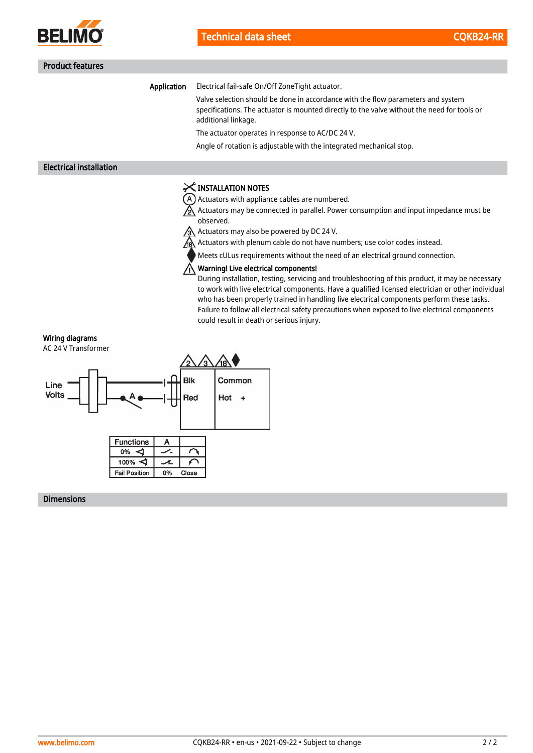## Product features

**Application**

Electrical fail-safe On/Off ZoneTight actuator.

Valve selection should be done in accordance with the flow parameters and system specifications. The actuator is mounted directly to the valve without the need for tools or additional linkage.

The actuator operates in response to AC/DC 24 V.

Angle of rotation is adjustable with the integrated mechanical stop.

## Electrical installation

**INSTALLATION NOTES**

- (A) Actuators with appliance cables are numbered.
- (2) Actuators may be connected in parallel. Power consumption and input impedance must be observed.
- (3) Actuators may also be powered by DC 24 V.
- (18) Actuators with plenum cable do not have numbers; use color codes instead.
- Meets cULus requirements without the need of an electrical ground connection.

**Warning! Live electrical components!**
During installation, testing, servicing and troubleshooting of this product, it may be necessary to work with live electrical components. Have a qualified licensed electrician or other individual who has been properly trained in handling live electrical components perform these tasks. Failure to follow all electrical safety precautions when exposed to live electrical components could result in death or serious injury.

### Wiring diagrams

AC 24 V Transformer

2 3 18

Line Volts

A

Blk Common

Red Hot +

| Functions | A | |
|---|---|---|
| 0% | | |
| 100% | | |
| Fail Position | 0% | Close |

## Dimensions